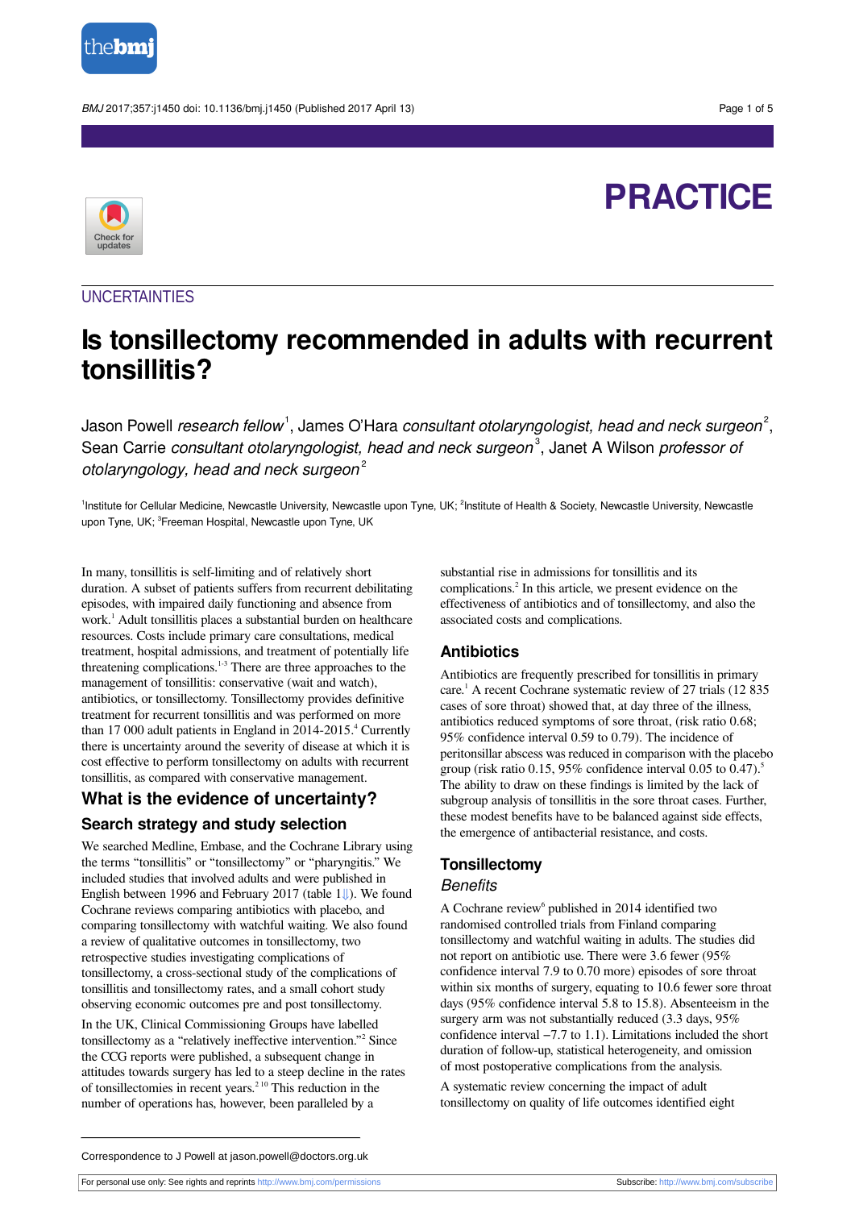# PRACTICE

UNCERTAINTIES

# Is tonsillectomy recommended in adults with recurrent tonsillitis?

Jason Powell *research fellow*[1], James O'Hara *consultant otolaryngologist, head and neck surgeon*[2], Sean Carrie *consultant otolaryngologist, head and neck surgeon*[3], Janet A Wilson *professor of otolaryngology, head and neck surgeon*[2]

[1]Institute for Cellular Medicine, Newcastle University, Newcastle upon Tyne, UK; [2]Institute of Health & Society, Newcastle University, Newcastle upon Tyne, UK; [3]Freeman Hospital, Newcastle upon Tyne, UK

In many, tonsillitis is self-limiting and of relatively short duration. A subset of patients suffers from recurrent debilitating episodes, with impaired daily functioning and absence from work.[1] Adult tonsillitis places a substantial burden on healthcare resources. Costs include primary care consultations, medical treatment, hospital admissions, and treatment of potentially life threatening complications.[1-3] There are three approaches to the management of tonsillitis: conservative (wait and watch), antibiotics, or tonsillectomy. Tonsillectomy provides definitive treatment for recurrent tonsillitis and was performed on more than 17 000 adult patients in England in 2014-2015.[4] Currently there is uncertainty around the severity of disease at which it is cost effective to perform tonsillectomy on adults with recurrent tonsillitis, as compared with conservative management.

## What is the evidence of uncertainty?

### Search strategy and study selection

We searched Medline, Embase, and the Cochrane Library using the terms "tonsillitis" or "tonsillectomy" or "pharyngitis." We included studies that involved adults and were published in English between 1996 and February 2017 (table 1). We found Cochrane reviews comparing antibiotics with placebo, and comparing tonsillectomy with watchful waiting. We also found a review of qualitative outcomes in tonsillectomy, two retrospective studies investigating complications of tonsillectomy, a cross-sectional study of the complications of tonsillitis and tonsillectomy rates, and a small cohort study observing economic outcomes pre and post tonsillectomy.

In the UK, Clinical Commissioning Groups have labelled tonsillectomy as a "relatively ineffective intervention."[2] Since the CCG reports were published, a subsequent change in attitudes towards surgery has led to a steep decline in the rates of tonsillectomies in recent years.[2,10] This reduction in the number of operations has, however, been paralleled by a substantial rise in admissions for tonsillitis and its complications.[2] In this article, we present evidence on the effectiveness of antibiotics and of tonsillectomy, and also the associated costs and complications.

### Antibiotics

Antibiotics are frequently prescribed for tonsillitis in primary care.[1] A recent Cochrane systematic review of 27 trials (12 835 cases of sore throat) showed that, at day three of the illness, antibiotics reduced symptoms of sore throat, (risk ratio 0.68; 95% confidence interval 0.59 to 0.79). The incidence of peritonsillar abscess was reduced in comparison with the placebo group (risk ratio 0.15, 95% confidence interval 0.05 to 0.47).[5] The ability to draw on these findings is limited by the lack of subgroup analysis of tonsillitis in the sore throat cases. Further, these modest benefits have to be balanced against side effects, the emergence of antibacterial resistance, and costs.

### Tonsillectomy

*Benefits*

A Cochrane review[6] published in 2014 identified two randomised controlled trials from Finland comparing tonsillectomy and watchful waiting in adults. The studies did not report on antibiotic use. There were 3.6 fewer (95% confidence interval 7.9 to 0.70 more) episodes of sore throat within six months of surgery, equating to 10.6 fewer sore throat days (95% confidence interval 5.8 to 15.8). Absenteeism in the surgery arm was not substantially reduced (3.3 days, 95% confidence interval −7.7 to 1.1). Limitations included the short duration of follow-up, statistical heterogeneity, and omission of most postoperative complications from the analysis.

A systematic review concerning the impact of adult tonsillectomy on quality of life outcomes identified eight

Correspondence to J Powell at jason.powell@doctors.org.uk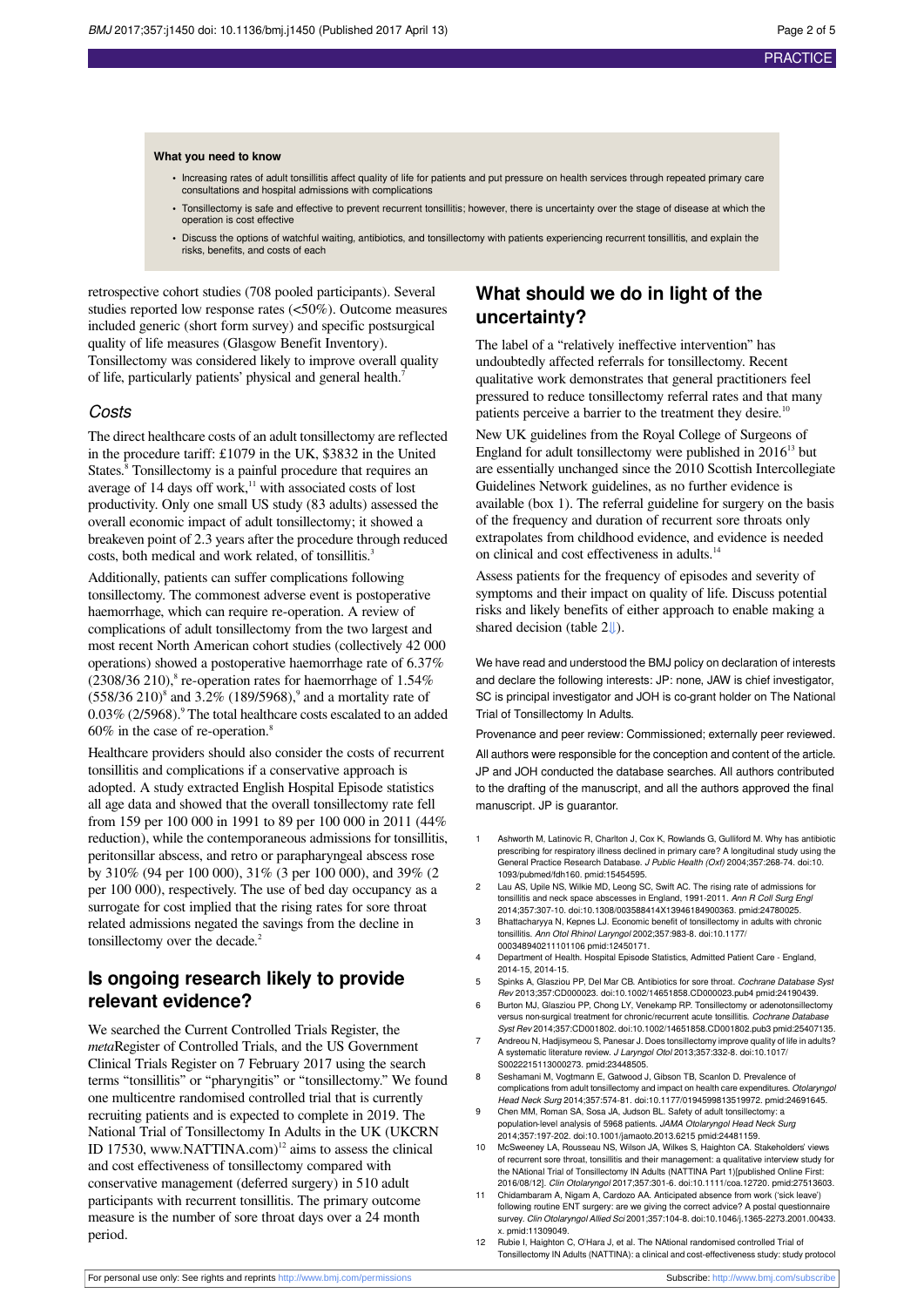**What you need to know**

- Increasing rates of adult tonsillitis affect quality of life for patients and put pressure on health services through repeated primary care consultations and hospital admissions with complications
- Tonsillectomy is safe and effective to prevent recurrent tonsillitis; however, there is uncertainty over the stage of disease at which the operation is cost effective
- Discuss the options of watchful waiting, antibiotics, and tonsillectomy with patients experiencing recurrent tonsillitis, and explain the risks, benefits, and costs of each

retrospective cohort studies (708 pooled participants). Several studies reported low response rates (<50%). Outcome measures included generic (short form survey) and specific postsurgical quality of life measures (Glasgow Benefit Inventory). Tonsillectomy was considered likely to improve overall quality of life, particularly patients' physical and general health.[7]

### Costs

The direct healthcare costs of an adult tonsillectomy are reflected in the procedure tariff: £1079 in the UK, $3832 in the United States.[8] Tonsillectomy is a painful procedure that requires an average of 14 days off work,[11] with associated costs of lost productivity. Only one small US study (83 adults) assessed the overall economic impact of adult tonsillectomy; it showed a breakeven point of 2.3 years after the procedure through reduced costs, both medical and work related, of tonsillitis.[3]

Additionally, patients can suffer complications following tonsillectomy. The commonest adverse event is postoperative haemorrhage, which can require re-operation. A review of complications of adult tonsillectomy from the two largest and most recent North American cohort studies (collectively 42 000 operations) showed a postoperative haemorrhage rate of 6.37% (2308/36 210),[8] re-operation rates for haemorrhage of 1.54% (558/36 210)[8] and 3.2% (189/5968),[9] and a mortality rate of 0.03% (2/5968).[9] The total healthcare costs escalated to an added 60% in the case of re-operation.[8]

Healthcare providers should also consider the costs of recurrent tonsillitis and complications if a conservative approach is adopted. A study extracted English Hospital Episode statistics all age data and showed that the overall tonsillectomy rate fell from 159 per 100 000 in 1991 to 89 per 100 000 in 2011 (44% reduction), while the contemporaneous admissions for tonsillitis, peritonsillar abscess, and retro or parapharyngeal abscess rose by 310% (94 per 100 000), 31% (3 per 100 000), and 39% (2 per 100 000), respectively. The use of bed day occupancy as a surrogate for cost implied that the rising rates for sore throat related admissions negated the savings from the decline in tonsillectomy over the decade.[2]

## Is ongoing research likely to provide relevant evidence?

We searched the Current Controlled Trials Register, the *meta*Register of Controlled Trials, and the US Government Clinical Trials Register on 7 February 2017 using the search terms "tonsillitis" or "pharyngitis" or "tonsillectomy." We found one multicentre randomised controlled trial that is currently recruiting patients and is expected to complete in 2019. The National Trial of Tonsillectomy In Adults in the UK (UKCRN ID 17530, www.NATTINA.com)[12] aims to assess the clinical and cost effectiveness of tonsillectomy compared with conservative management (deferred surgery) in 510 adult participants with recurrent tonsillitis. The primary outcome measure is the number of sore throat days over a 24 month period.

## What should we do in light of the uncertainty?

The label of a "relatively ineffective intervention" has undoubtedly affected referrals for tonsillectomy. Recent qualitative work demonstrates that general practitioners feel pressured to reduce tonsillectomy referral rates and that many patients perceive a barrier to the treatment they desire.[10]

New UK guidelines from the Royal College of Surgeons of England for adult tonsillectomy were published in 2016[13] but are essentially unchanged since the 2010 Scottish Intercollegiate Guidelines Network guidelines, as no further evidence is available (box 1). The referral guideline for surgery on the basis of the frequency and duration of recurrent sore throats only extrapolates from childhood evidence, and evidence is needed on clinical and cost effectiveness in adults.[14]

Assess patients for the frequency of episodes and severity of symptoms and their impact on quality of life. Discuss potential risks and likely benefits of either approach to enable making a shared decision (table 2).

We have read and understood the BMJ policy on declaration of interests and declare the following interests: JP: none, JAW is chief investigator, SC is principal investigator and JOH is co-grant holder on The National Trial of Tonsillectomy In Adults.

Provenance and peer review: Commissioned; externally peer reviewed.

All authors were responsible for the conception and content of the article. JP and JOH conducted the database searches. All authors contributed to the drafting of the manuscript, and all the authors approved the final manuscript. JP is guarantor.

1. Ashworth M, Latinovic R, Charlton J, Cox K, Rowlands G, Gulliford M. Why has antibiotic prescribing for respiratory illness declined in primary care? A longitudinal study using the General Practice Research Database. *J Public Health (Oxf)* 2004;357:268-74. doi:10.1093/pubmed/fdh160. pmid:15454595.
2. Lau AS, Upile NS, Wilkie MD, Leong SC, Swift AC. The rising rate of admissions for tonsillitis and neck space abscesses in England, 1991-2011. *Ann R Coll Surg Engl* 2014;357:307-10. doi:10.1308/003588414X13946184900363. pmid:24780025.
3. Bhattacharyya N, Kepnes LJ. Economic benefit of tonsillectomy in adults with chronic tonsillitis. *Ann Otol Rhinol Laryngol* 2002;357:983-8. doi:10.1177/000348940211101106 pmid:12450171.
4. Department of Health. Hospital Episode Statistics, Admitted Patient Care - England, 2014-15, 2014-15.
5. Spinks A, Glasziou PP, Del Mar CB. Antibiotics for sore throat. *Cochrane Database Syst Rev* 2013;357:CD000023. doi:10.1002/14651858.CD000023.pub4 pmid:24190439.
6. Burton MJ, Glasziou PP, Chong LY, Venekamp RP. Tonsillectomy or adenotonsillectomy versus non-surgical treatment for chronic/recurrent acute tonsillitis. *Cochrane Database Syst Rev* 2014;357:CD001802. doi:10.1002/14651858.CD001802.pub3 pmid:25407135.
7. Andreou N, Hadjisymeou S, Panesar J. Does tonsillectomy improve quality of life in adults? A systematic literature review. *J Laryngol Otol* 2013;357:332-8. doi:10.1017/S0022215113000273. pmid:23448505.
8. Seshamani M, Vogtmann E, Gatwood J, Gibson TB, Scanlon D. Prevalence of complications from adult tonsillectomy and impact on health care expenditures. *Otolaryngol Head Neck Surg* 2014;357:574-81. doi:10.1177/0194599813519972. pmid:24691645.
9. Chen MM, Roman SA, Sosa JA, Judson BL. Safety of adult tonsillectomy: a population-level analysis of 5968 patients. *JAMA Otolaryngol Head Neck Surg* 2014;357:197-202. doi:10.1001/jamaoto.2013.6215 pmid:24481159.
10. McSweeney LA, Rousseau NS, Wilson JA, Wilkes S, Haighton CA. Stakeholders' views of recurrent sore throat, tonsillitis and their management: a qualitative interview study for the NAtional Trial of Tonsillectomy IN Adults (NATTINA Part 1)[published Online First: 2016/08/12]. *Clin Otolaryngol* 2017;357:301-6. doi:10.1111/coa.12720. pmid:27513603.
11. Chidambaram A, Nigam A, Cardozo AA. Anticipated absence from work ('sick leave') following routine ENT surgery: are we giving the correct advice? A postal questionnaire survey. *Clin Otolaryngol Allied Sci* 2001;357:104-8. doi:10.1046/j.1365-2273.2001.00433.x. pmid:11309049.
12. Rubie I, Haighton C, O'Hara J, et al. The NAtional randomised controlled Trial of Tonsillectomy IN Adults (NATTINA): a clinical and cost-effectiveness study: study protocol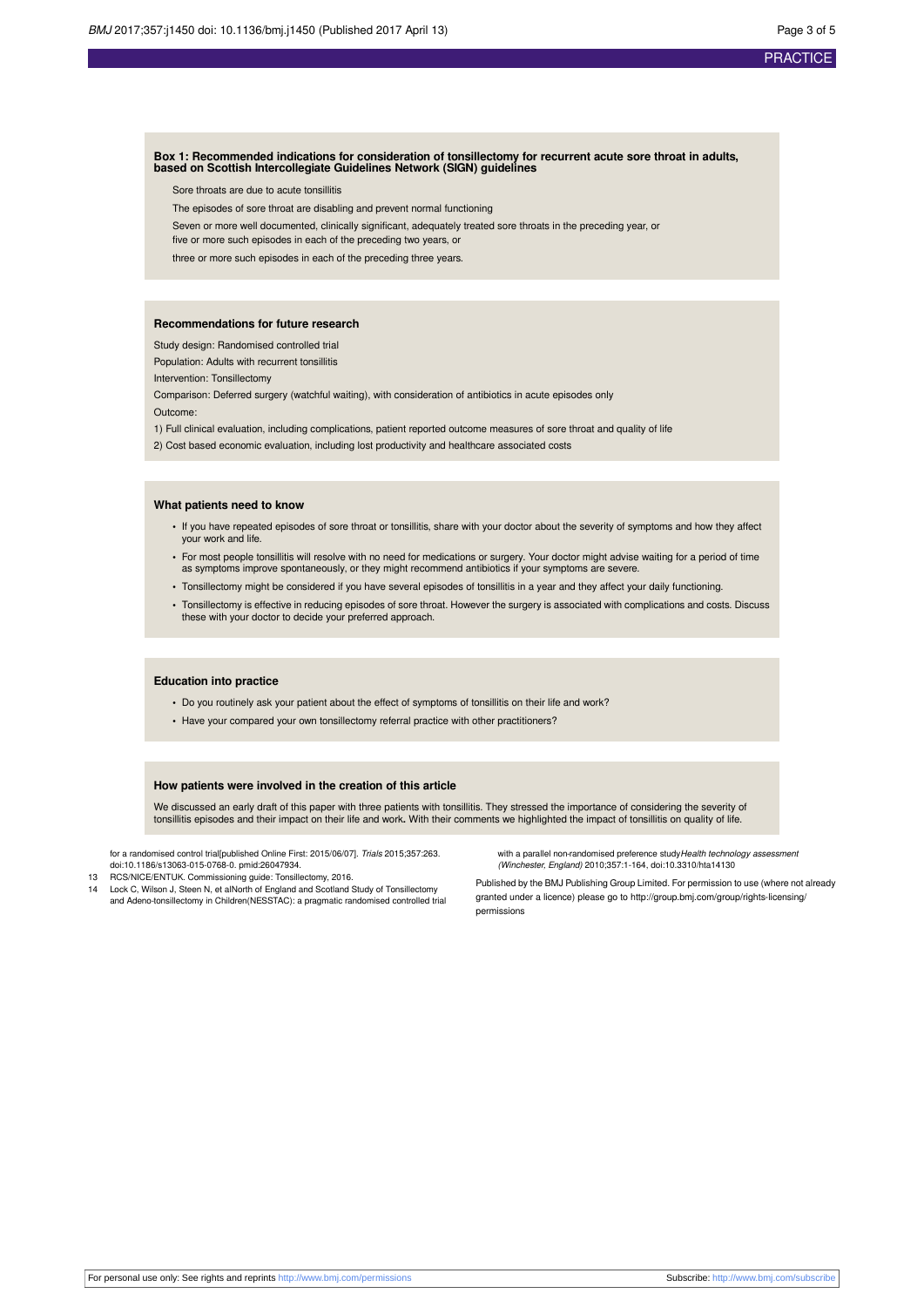### Box 1: Recommended indications for consideration of tonsillectomy for recurrent acute sore throat in adults, based on Scottish Intercollegiate Guidelines Network (SIGN) guidelines

Sore throats are due to acute tonsillitis

The episodes of sore throat are disabling and prevent normal functioning

Seven or more well documented, clinically significant, adequately treated sore throats in the preceding year, or five or more such episodes in each of the preceding two years, or

three or more such episodes in each of the preceding three years.

### Recommendations for future research

Study design: Randomised controlled trial

Population: Adults with recurrent tonsillitis

Intervention: Tonsillectomy

Comparison: Deferred surgery (watchful waiting), with consideration of antibiotics in acute episodes only

Outcome:

1) Full clinical evaluation, including complications, patient reported outcome measures of sore throat and quality of life

2) Cost based economic evaluation, including lost productivity and healthcare associated costs

### What patients need to know

- If you have repeated episodes of sore throat or tonsillitis, share with your doctor about the severity of symptoms and how they affect your work and life.
- For most people tonsillitis will resolve with no need for medications or surgery. Your doctor might advise waiting for a period of time as symptoms improve spontaneously, or they might recommend antibiotics if your symptoms are severe.
- Tonsillectomy might be considered if you have several episodes of tonsillitis in a year and they affect your daily functioning.
- Tonsillectomy is effective in reducing episodes of sore throat. However the surgery is associated with complications and costs. Discuss these with your doctor to decide your preferred approach.

### Education into practice

- Do you routinely ask your patient about the effect of symptoms of tonsillitis on their life and work?
- Have your compared your own tonsillectomy referral practice with other practitioners?

### How patients were involved in the creation of this article

We discussed an early draft of this paper with three patients with tonsillitis. They stressed the importance of considering the severity of tonsillitis episodes and their impact on their life and work**.** With their comments we highlighted the impact of tonsillitis on quality of life.

for a randomised control trial[published Online First: 2015/06/07]. *Trials* 2015;357:263. doi:10.1186/s13063-015-0768-0. pmid:26047934.

13 RCS/NICE/ENTUK. Commissioning guide: Tonsillectomy, 2016.

14 Lock C, Wilson J, Steen N, et alNorth of England and Scotland Study of Tonsillectomy and Adeno-tonsillectomy in Children(NESSTAC): a pragmatic randomised controlled trial with a parallel non-randomised preference study*Health technology assessment (Winchester, England)* 2010;357:1-164, doi:10.3310/hta14130

Published by the BMJ Publishing Group Limited. For permission to use (where not already granted under a licence) please go to http://group.bmj.com/group/rights-licensing/permissions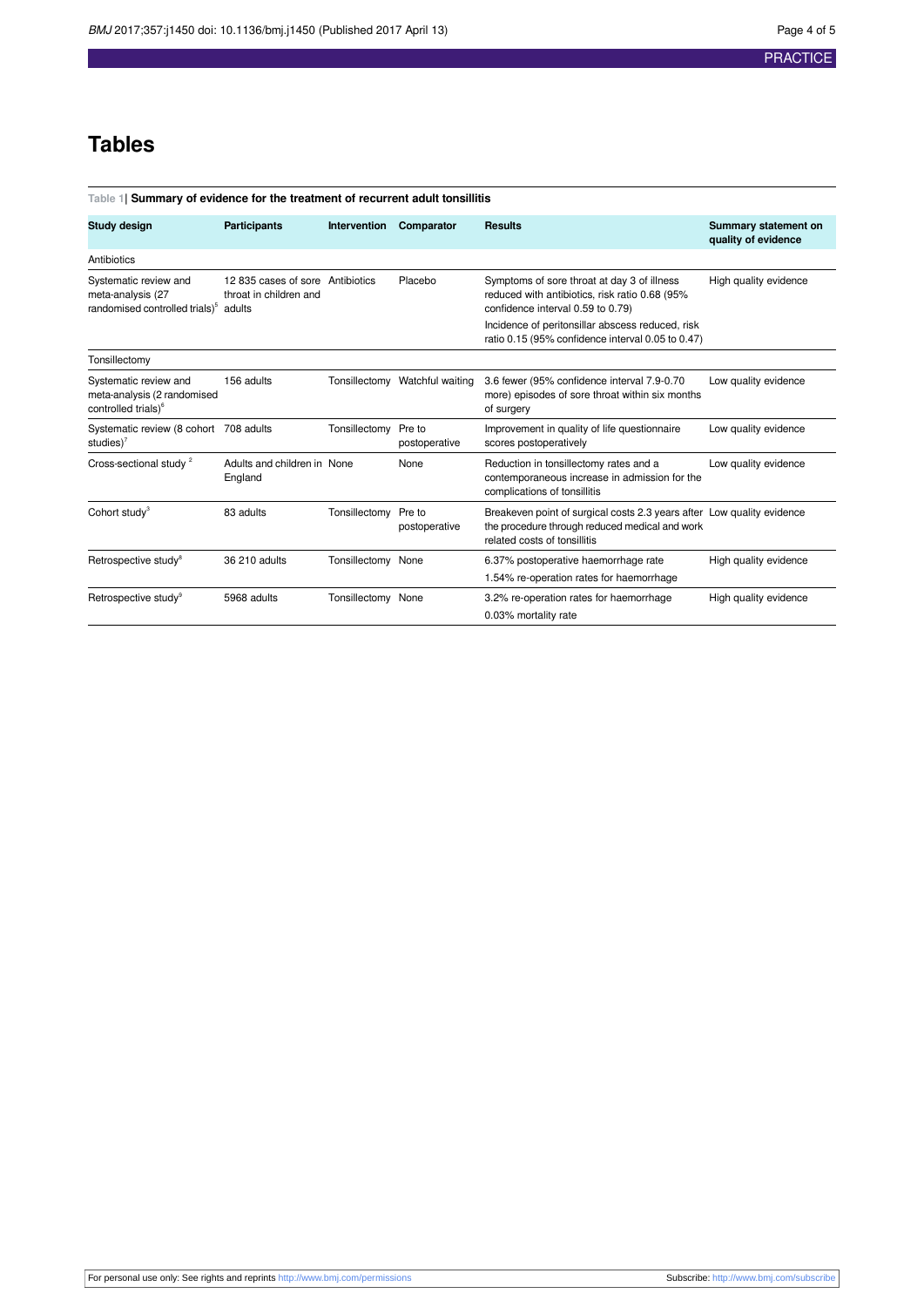# Tables

**Table 1| Summary of evidence for the treatment of recurrent adult tonsillitis**

| Study design | Participants | Intervention | Comparator | Results | Summary statement on quality of evidence |
|---|---|---|---|---|---|
| Antibiotics | | | | | |
| Systematic review and meta-analysis (27 randomised controlled trials)[5] | 12 835 cases of sore throat in children and adults | Antibiotics | Placebo | Symptoms of sore throat at day 3 of illness reduced with antibiotics, risk ratio 0.68 (95% confidence interval 0.59 to 0.79)<br>Incidence of peritonsillar abscess reduced, risk ratio 0.15 (95% confidence interval 0.05 to 0.47) | High quality evidence |
| Tonsillectomy | | | | | |
| Systematic review and meta-analysis (2 randomised controlled trials)[6] | 156 adults | Tonsillectomy | Watchful waiting | 3.6 fewer (95% confidence interval 7.9-0.70 more) episodes of sore throat within six months of surgery | Low quality evidence |
| Systematic review (8 cohort studies)[7] | 708 adults | Tonsillectomy | Pre to postoperative | Improvement in quality of life questionnaire scores postoperatively | Low quality evidence |
| Cross-sectional study [2] | Adults and children in England | None | None | Reduction in tonsillectomy rates and a contemporaneous increase in admission for the complications of tonsillitis | Low quality evidence |
| Cohort study[3] | 83 adults | Tonsillectomy | Pre to postoperative | Breakeven point of surgical costs 2.3 years after the procedure through reduced medical and work related costs of tonsillitis | Low quality evidence |
| Retrospective study[8] | 36 210 adults | Tonsillectomy | None | 6.37% postoperative haemorrhage rate<br>1.54% re-operation rates for haemorrhage | High quality evidence |
| Retrospective study[9] | 5968 adults | Tonsillectomy | None | 3.2% re-operation rates for haemorrhage<br>0.03% mortality rate | High quality evidence |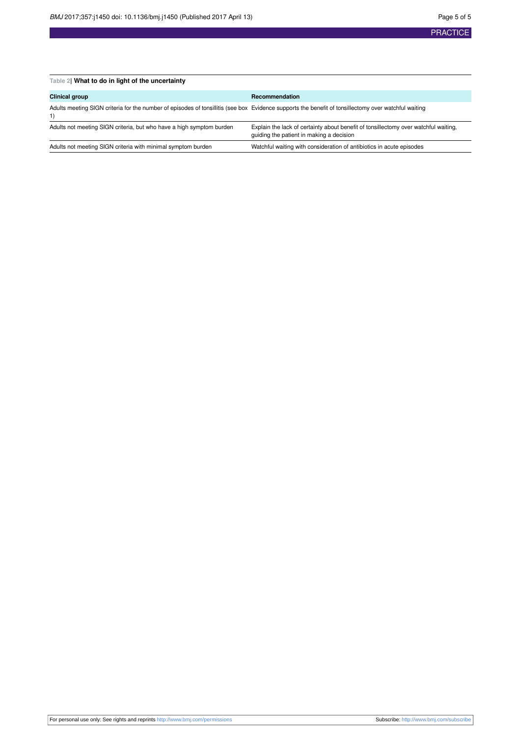**Table 2| What to do in light of the uncertainty**

| Clinical group | Recommendation |
|---|---|
| Adults meeting SIGN criteria for the number of episodes of tonsillitis (see box 1) | Evidence supports the benefit of tonsillectomy over watchful waiting |
| Adults not meeting SIGN criteria, but who have a high symptom burden | Explain the lack of certainty about benefit of tonsillectomy over watchful waiting, guiding the patient in making a decision |
| Adults not meeting SIGN criteria with minimal symptom burden | Watchful waiting with consideration of antibiotics in acute episodes |